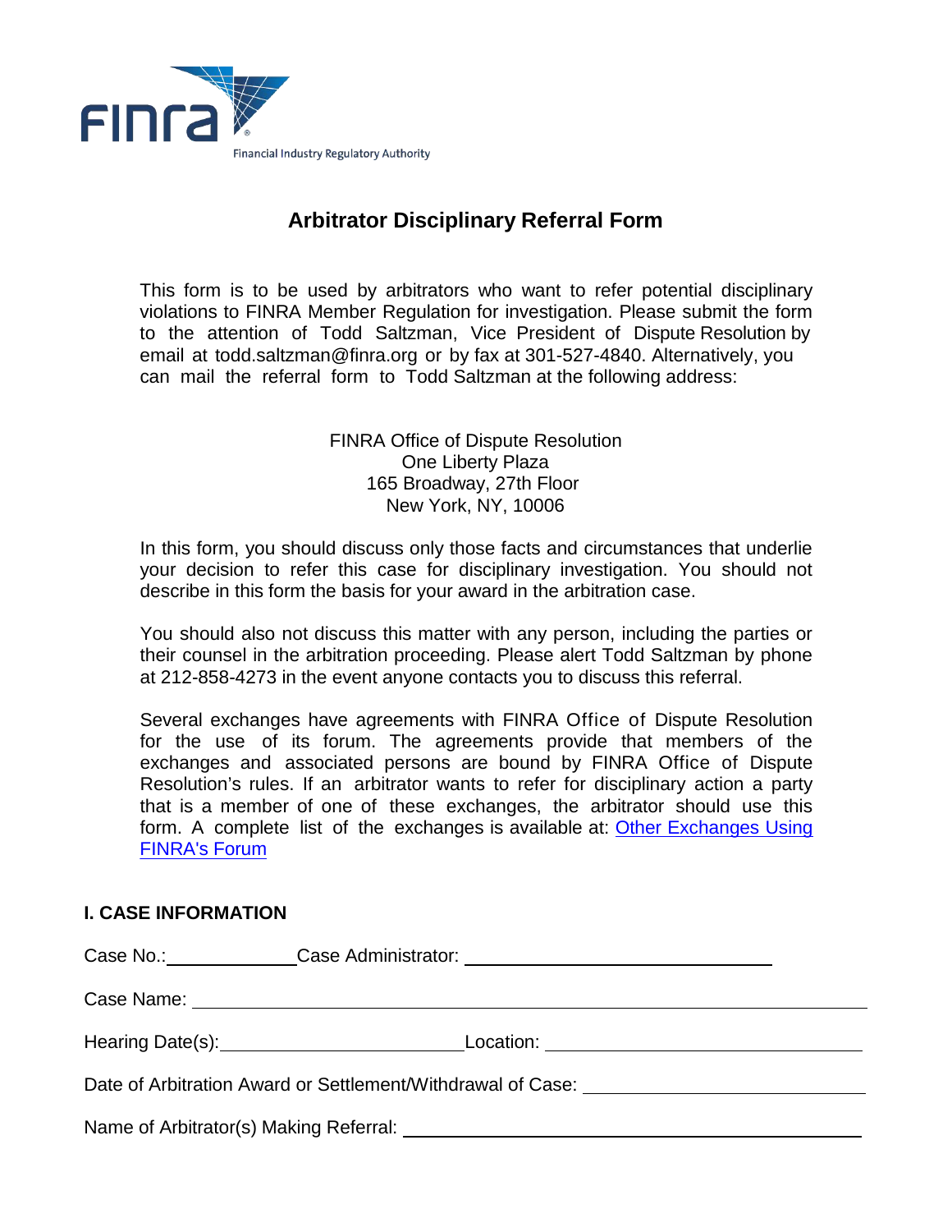FINRA

Financial Industry Regulatory Authority

# Arbitrator Disciplinary Referral Form

This form is to be used by arbitrators who want to refer potential disciplinary violations to FINRA Member Regulation for investigation. Please submit the form to the attention of Todd Saltzman, Vice President of Dispute Resolution by email at todd.saltzman@finra.org or by fax at 301-527-4840. Alternatively, you can mail the referral form to Todd Saltzman at the following address:

FINRA Office of Dispute Resolution
One Liberty Plaza
165 Broadway, 27th Floor
New York, NY, 10006

In this form, you should discuss only those facts and circumstances that underlie your decision to refer this case for disciplinary investigation. You should not describe in this form the basis for your award in the arbitration case.

You should also not discuss this matter with any person, including the parties or their counsel in the arbitration proceeding. Please alert Todd Saltzman by phone at 212-858-4273 in the event anyone contacts you to discuss this referral.

Several exchanges have agreements with FINRA Office of Dispute Resolution for the use of its forum. The agreements provide that members of the exchanges and associated persons are bound by FINRA Office of Dispute Resolution's rules. If an arbitrator wants to refer for disciplinary action a party that is a member of one of these exchanges, the arbitrator should use this form. A complete list of the exchanges is available at: Other Exchanges Using FINRA's Forum

## I. CASE INFORMATION

Case No.:______________ Case Administrator: ______________________________

Case Name: ______________________________________________________________

Hearing Date(s):________________________ Location: ____________________________

Date of Arbitration Award or Settlement/Withdrawal of Case: ______________________

Name of Arbitrator(s) Making Referral: ___________________________________________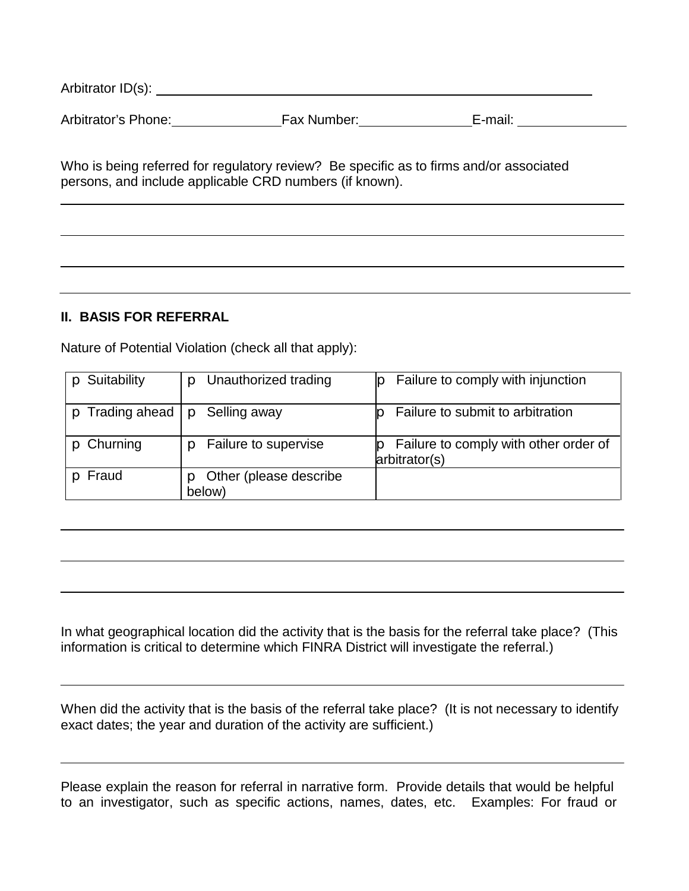Arbitrator ID(s): ____________________________________________

Arbitrator's Phone: ______________ Fax Number: ______________ E-mail: ______________

Who is being referred for regulatory review? Be specific as to firms and/or associated persons, and include applicable CRD numbers (if known).

______________________________________________________________________

______________________________________________________________________

______________________________________________________________________

______________________________________________________________________

## II. BASIS FOR REFERRAL

Nature of Potential Violation (check all that apply):

| | | |
|---|---|---|
| p Suitability | p Unauthorized trading | p Failure to comply with injunction |
| p Trading ahead | p Selling away | p Failure to submit to arbitration |
| p Churning | p Failure to supervise | p Failure to comply with other order of arbitrator(s) |
| p Fraud | p Other (please describe below) | |

______________________________________________________________________

______________________________________________________________________

______________________________________________________________________

In what geographical location did the activity that is the basis for the referral take place? (This information is critical to determine which FINRA District will investigate the referral.)

______________________________________________________________________

When did the activity that is the basis of the referral take place? (It is not necessary to identify exact dates; the year and duration of the activity are sufficient.)

______________________________________________________________________

Please explain the reason for referral in narrative form. Provide details that would be helpful to an investigator, such as specific actions, names, dates, etc. Examples: For fraud or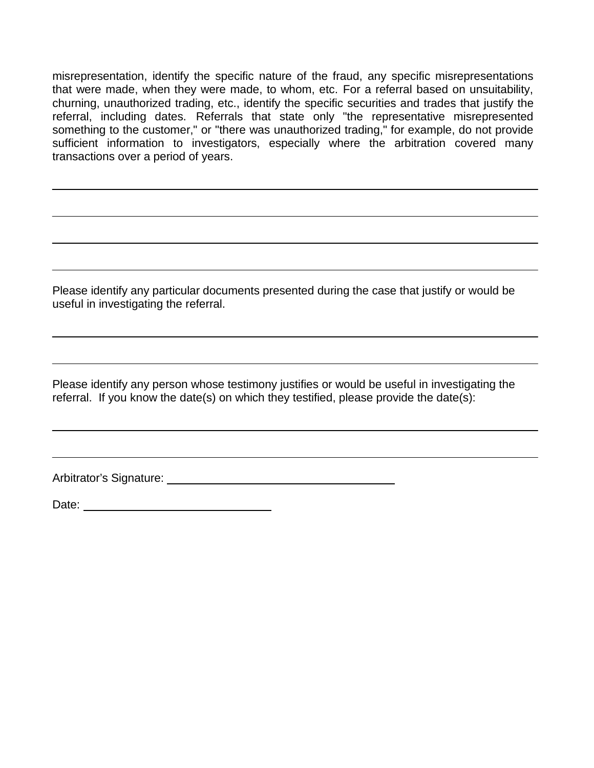misrepresentation, identify the specific nature of the fraud, any specific misrepresentations that were made, when they were made, to whom, etc. For a referral based on unsuitability, churning, unauthorized trading, etc., identify the specific securities and trades that justify the referral, including dates. Referrals that state only "the representative misrepresented something to the customer," or "there was unauthorized trading," for example, do not provide sufficient information to investigators, especially where the arbitration covered many transactions over a period of years.

______________________________________________________________________________

______________________________________________________________________________

______________________________________________________________________________

______________________________________________________________________________

Please identify any particular documents presented during the case that justify or would be useful in investigating the referral.

______________________________________________________________________________

______________________________________________________________________________

Please identify any person whose testimony justifies or would be useful in investigating the referral. If you know the date(s) on which they testified, please provide the date(s):

______________________________________________________________________________

______________________________________________________________________________

Arbitrator's Signature: ____________________________________

Date: ______________________________